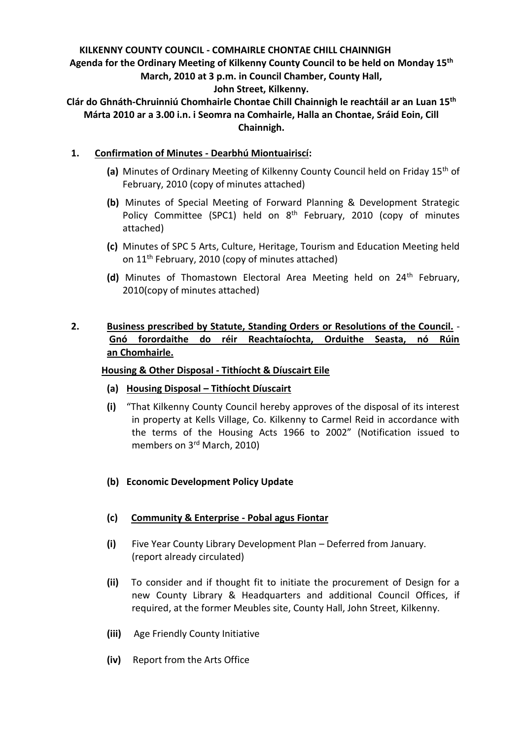**KILKENNY COUNTY COUNCIL - COMHAIRLE CHONTAE CHILL CHAINNIGH**

**Agenda for the Ordinary Meeting of Kilkenny County Council to be held on Monday 15th March, 2010 at 3 p.m. in Council Chamber, County Hall, John Street, Kilkenny.**

**Clár do Ghnáth-Chruinniú Chomhairle Chontae Chill Chainnigh le reachtáil ar an Luan 15th Márta 2010 ar a 3.00 i.n. i Seomra na Comhairle, Halla an Chontae, Sráid Eoin, Cill Chainnigh.**

1. **Confirmation of Minutes - Dearbhú Miontuairiscí:**

   **(a)** Minutes of Ordinary Meeting of Kilkenny County Council held on Friday 15th of February, 2010 (copy of minutes attached)

   **(b)** Minutes of Special Meeting of Forward Planning & Development Strategic Policy Committee (SPC1) held on 8th February, 2010 (copy of minutes attached)

   **(c)** Minutes of SPC 5 Arts, Culture, Heritage, Tourism and Education Meeting held on 11th February, 2010 (copy of minutes attached)

   **(d)** Minutes of Thomastown Electoral Area Meeting held on 24th February, 2010(copy of minutes attached)

2. **Business prescribed by Statute, Standing Orders or Resolutions of the Council. - Gnó forordaithe do réir Reachtaíochta, Orduithe Seasta, nó Rúin an Chomhairle.**

   **Housing & Other Disposal - Tithíocht & Díuscairt Eile**

   **(a) Housing Disposal – Tithíocht Díuscairt**

   **(i)** "That Kilkenny County Council hereby approves of the disposal of its interest in property at Kells Village, Co. Kilkenny to Carmel Reid in accordance with the terms of the Housing Acts 1966 to 2002" (Notification issued to members on 3rd March, 2010)

   **(b) Economic Development Policy Update**

   **(c) Community & Enterprise - Pobal agus Fiontar**

   **(i)** Five Year County Library Development Plan – Deferred from January. (report already circulated)

   **(ii)** To consider and if thought fit to initiate the procurement of Design for a new County Library & Headquarters and additional Council Offices, if required, at the former Meubles site, County Hall, John Street, Kilkenny.

   **(iii)** Age Friendly County Initiative

   **(iv)** Report from the Arts Office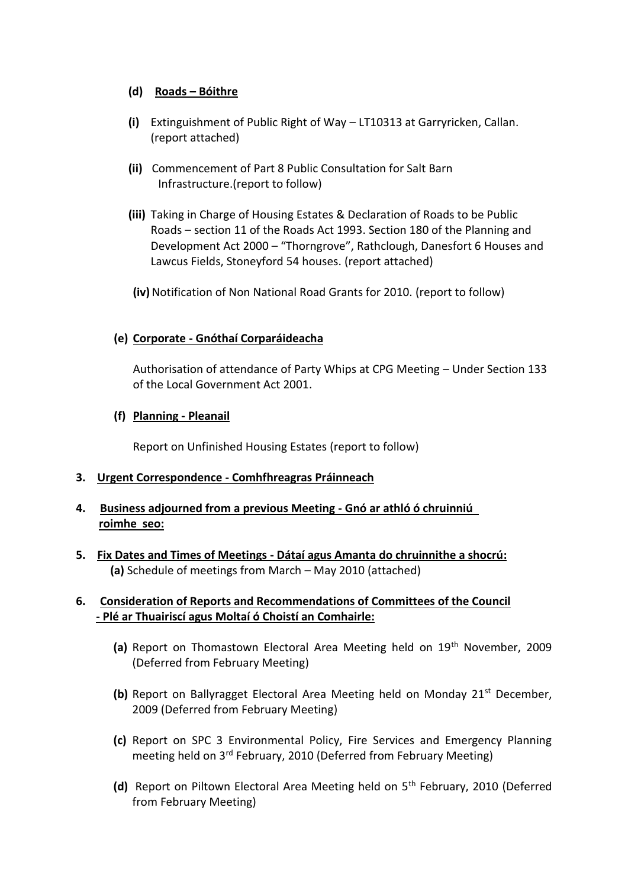**(d) Roads – Bóithre**

**(i)** Extinguishment of Public Right of Way – LT10313 at Garryricken, Callan. (report attached)

**(ii)** Commencement of Part 8 Public Consultation for Salt Barn Infrastructure.(report to follow)

**(iii)** Taking in Charge of Housing Estates & Declaration of Roads to be Public Roads – section 11 of the Roads Act 1993. Section 180 of the Planning and Development Act 2000 – "Thorngrove", Rathclough, Danesfort 6 Houses and Lawcus Fields, Stoneyford 54 houses. (report attached)

**(iv)** Notification of Non National Road Grants for 2010. (report to follow)

**(e) Corporate - Gnóthaí Corparáideacha**

Authorisation of attendance of Party Whips at CPG Meeting – Under Section 133 of the Local Government Act 2001.

**(f) Planning - Pleanail**

Report on Unfinished Housing Estates (report to follow)

**3. Urgent Correspondence - Comhfhreagras Práinneach**

**4. Business adjourned from a previous Meeting - Gnó ar athló ó chruinniú roimhe seo:**

**5. Fix Dates and Times of Meetings - Dátaí agus Amanta do chruinnithe a shocrú:**

**(a)** Schedule of meetings from March – May 2010 (attached)

**6. Consideration of Reports and Recommendations of Committees of the Council - Plé ar Thuairiscí agus Moltaí ó Choistí an Comhairle:**

**(a)** Report on Thomastown Electoral Area Meeting held on 19th November, 2009 (Deferred from February Meeting)

**(b)** Report on Ballyragget Electoral Area Meeting held on Monday 21st December, 2009 (Deferred from February Meeting)

**(c)** Report on SPC 3 Environmental Policy, Fire Services and Emergency Planning meeting held on 3rd February, 2010 (Deferred from February Meeting)

**(d)** Report on Piltown Electoral Area Meeting held on 5th February, 2010 (Deferred from February Meeting)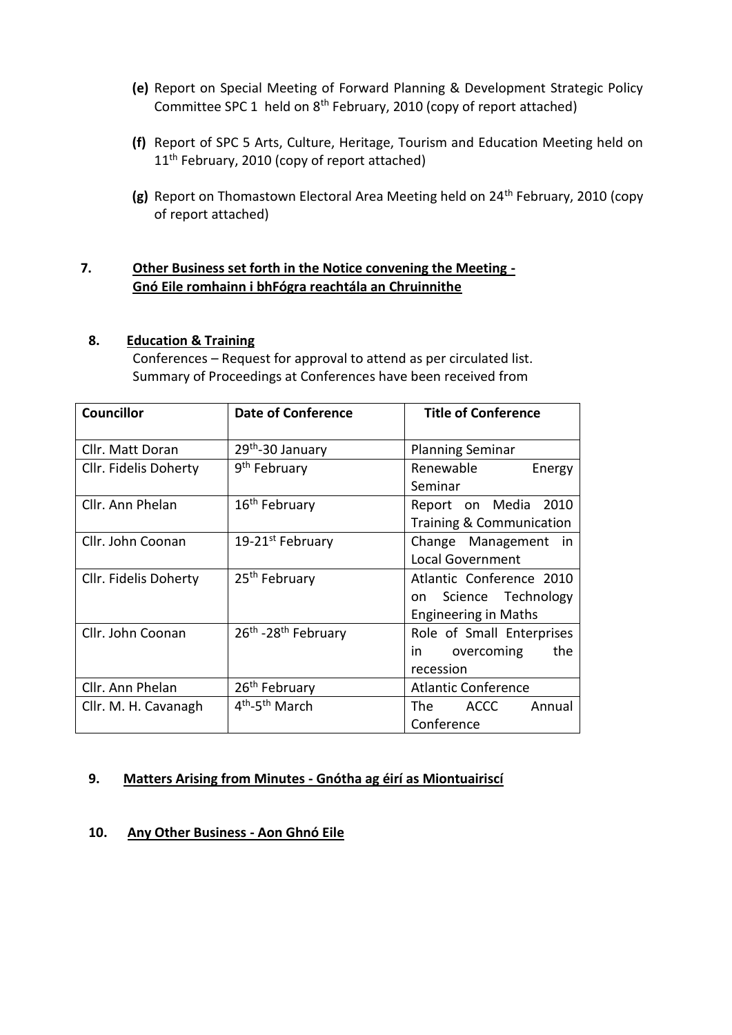**(e)** Report on Special Meeting of Forward Planning & Development Strategic Policy Committee SPC 1 held on 8th February, 2010 (copy of report attached)

**(f)** Report of SPC 5 Arts, Culture, Heritage, Tourism and Education Meeting held on 11th February, 2010 (copy of report attached)

**(g)** Report on Thomastown Electoral Area Meeting held on 24th February, 2010 (copy of report attached)

**7. Other Business set forth in the Notice convening the Meeting - Gnó Eile romhainn i bhFógra reachtála an Chruinnithe**

**8. Education & Training**

Conferences – Request for approval to attend as per circulated list.
Summary of Proceedings at Conferences have been received from

| Councillor | Date of Conference | Title of Conference |
|---|---|---|
| Cllr. Matt Doran | 29th-30 January | Planning Seminar |
| Cllr. Fidelis Doherty | 9th February | Renewable Energy Seminar |
| Cllr. Ann Phelan | 16th February | Report on Media 2010 Training & Communication |
| Cllr. John Coonan | 19-21st February | Change Management in Local Government |
| Cllr. Fidelis Doherty | 25th February | Atlantic Conference 2010 on Science Technology Engineering in Maths |
| Cllr. John Coonan | 26th -28th February | Role of Small Enterprises in overcoming the recession |
| Cllr. Ann Phelan | 26th February | Atlantic Conference |
| Cllr. M. H. Cavanagh | 4th-5th March | The ACCC Annual Conference |

**9. Matters Arising from Minutes - Gnótha ag éirí as Miontuairiscí**

**10. Any Other Business - Aon Ghnó Eile**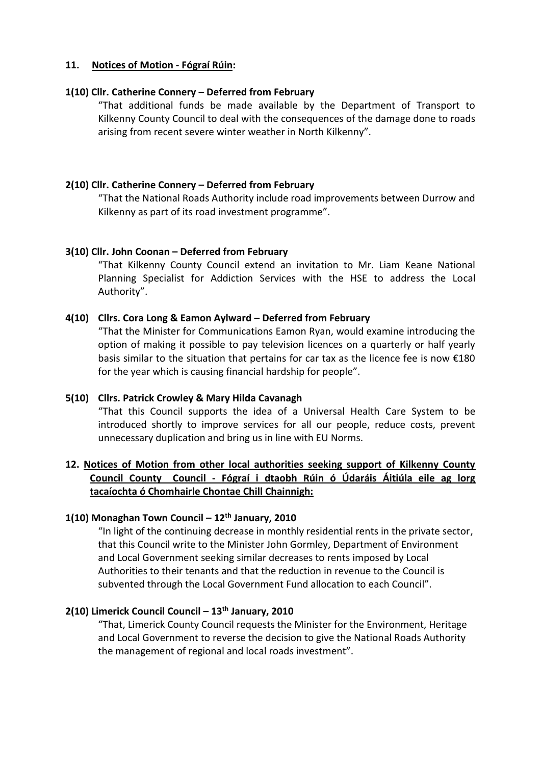## 11. Notices of Motion - Fógraí Rúin:

### 1(10) Cllr. Catherine Connery – Deferred from February

"That additional funds be made available by the Department of Transport to Kilkenny County Council to deal with the consequences of the damage done to roads arising from recent severe winter weather in North Kilkenny".

### 2(10) Cllr. Catherine Connery – Deferred from February

"That the National Roads Authority include road improvements between Durrow and Kilkenny as part of its road investment programme".

### 3(10) Cllr. John Coonan – Deferred from February

"That Kilkenny County Council extend an invitation to Mr. Liam Keane National Planning Specialist for Addiction Services with the HSE to address the Local Authority".

### 4(10) Cllrs. Cora Long & Eamon Aylward – Deferred from February

"That the Minister for Communications Eamon Ryan, would examine introducing the option of making it possible to pay television licences on a quarterly or half yearly basis similar to the situation that pertains for car tax as the licence fee is now €180 for the year which is causing financial hardship for people".

### 5(10) Cllrs. Patrick Crowley & Mary Hilda Cavanagh

"That this Council supports the idea of a Universal Health Care System to be introduced shortly to improve services for all our people, reduce costs, prevent unnecessary duplication and bring us in line with EU Norms.

## 12. Notices of Motion from other local authorities seeking support of Kilkenny County Council County Council - Fógraí i dtaobh Rúin ó Údaráis Áitiúla eile ag lorg tacaíochta ó Chomhairle Chontae Chill Chainnigh:

### 1(10) Monaghan Town Council – 12th January, 2010

"In light of the continuing decrease in monthly residential rents in the private sector, that this Council write to the Minister John Gormley, Department of Environment and Local Government seeking similar decreases to rents imposed by Local Authorities to their tenants and that the reduction in revenue to the Council is subvented through the Local Government Fund allocation to each Council".

### 2(10) Limerick Council Council – 13th January, 2010

"That, Limerick County Council requests the Minister for the Environment, Heritage and Local Government to reverse the decision to give the National Roads Authority the management of regional and local roads investment".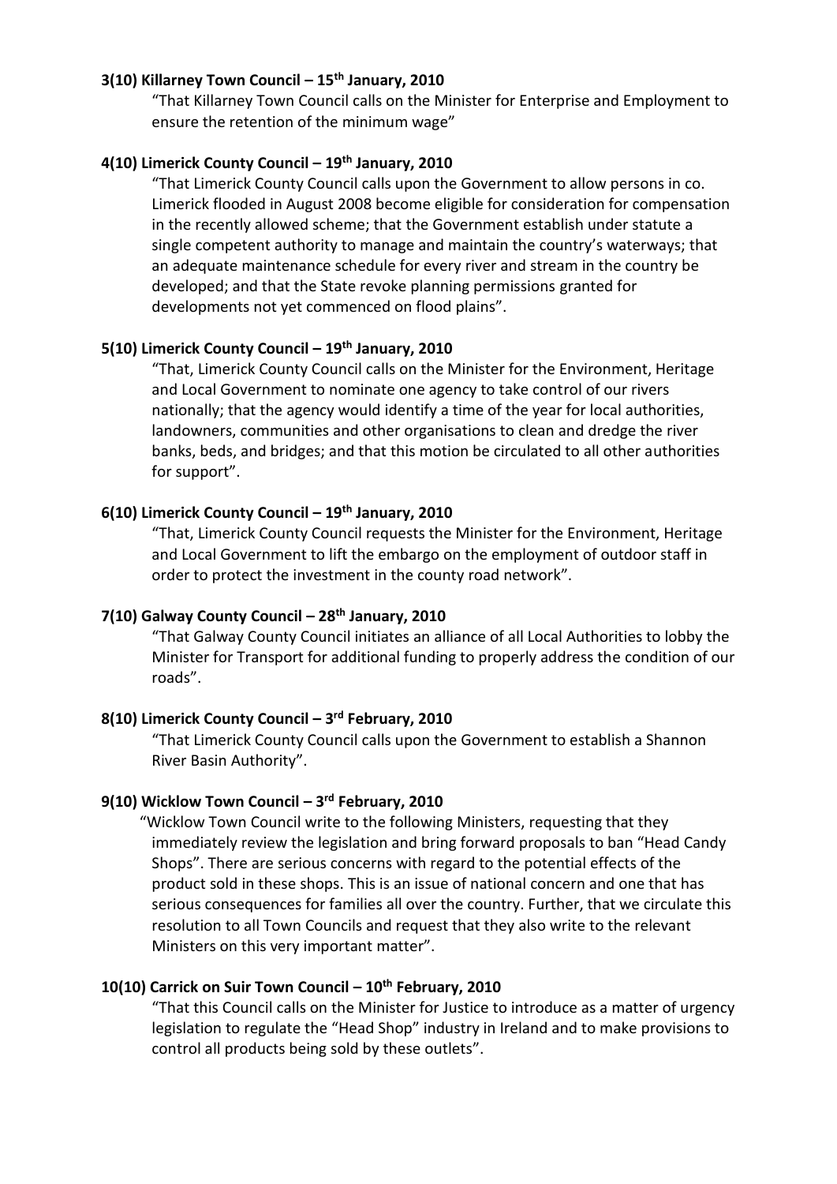**3(10) Killarney Town Council – 15th January, 2010**

"That Killarney Town Council calls on the Minister for Enterprise and Employment to ensure the retention of the minimum wage"

**4(10) Limerick County Council – 19th January, 2010**

"That Limerick County Council calls upon the Government to allow persons in co. Limerick flooded in August 2008 become eligible for consideration for compensation in the recently allowed scheme; that the Government establish under statute a single competent authority to manage and maintain the country's waterways; that an adequate maintenance schedule for every river and stream in the country be developed; and that the State revoke planning permissions granted for developments not yet commenced on flood plains".

**5(10) Limerick County Council – 19th January, 2010**

"That, Limerick County Council calls on the Minister for the Environment, Heritage and Local Government to nominate one agency to take control of our rivers nationally; that the agency would identify a time of the year for local authorities, landowners, communities and other organisations to clean and dredge the river banks, beds, and bridges; and that this motion be circulated to all other authorities for support".

**6(10) Limerick County Council – 19th January, 2010**

"That, Limerick County Council requests the Minister for the Environment, Heritage and Local Government to lift the embargo on the employment of outdoor staff in order to protect the investment in the county road network".

**7(10) Galway County Council – 28th January, 2010**

"That Galway County Council initiates an alliance of all Local Authorities to lobby the Minister for Transport for additional funding to properly address the condition of our roads".

**8(10) Limerick County Council – 3rd February, 2010**

"That Limerick County Council calls upon the Government to establish a Shannon River Basin Authority".

**9(10) Wicklow Town Council – 3rd February, 2010**

"Wicklow Town Council write to the following Ministers, requesting that they immediately review the legislation and bring forward proposals to ban "Head Candy Shops". There are serious concerns with regard to the potential effects of the product sold in these shops. This is an issue of national concern and one that has serious consequences for families all over the country. Further, that we circulate this resolution to all Town Councils and request that they also write to the relevant Ministers on this very important matter".

**10(10) Carrick on Suir Town Council – 10th February, 2010**

"That this Council calls on the Minister for Justice to introduce as a matter of urgency legislation to regulate the "Head Shop" industry in Ireland and to make provisions to control all products being sold by these outlets".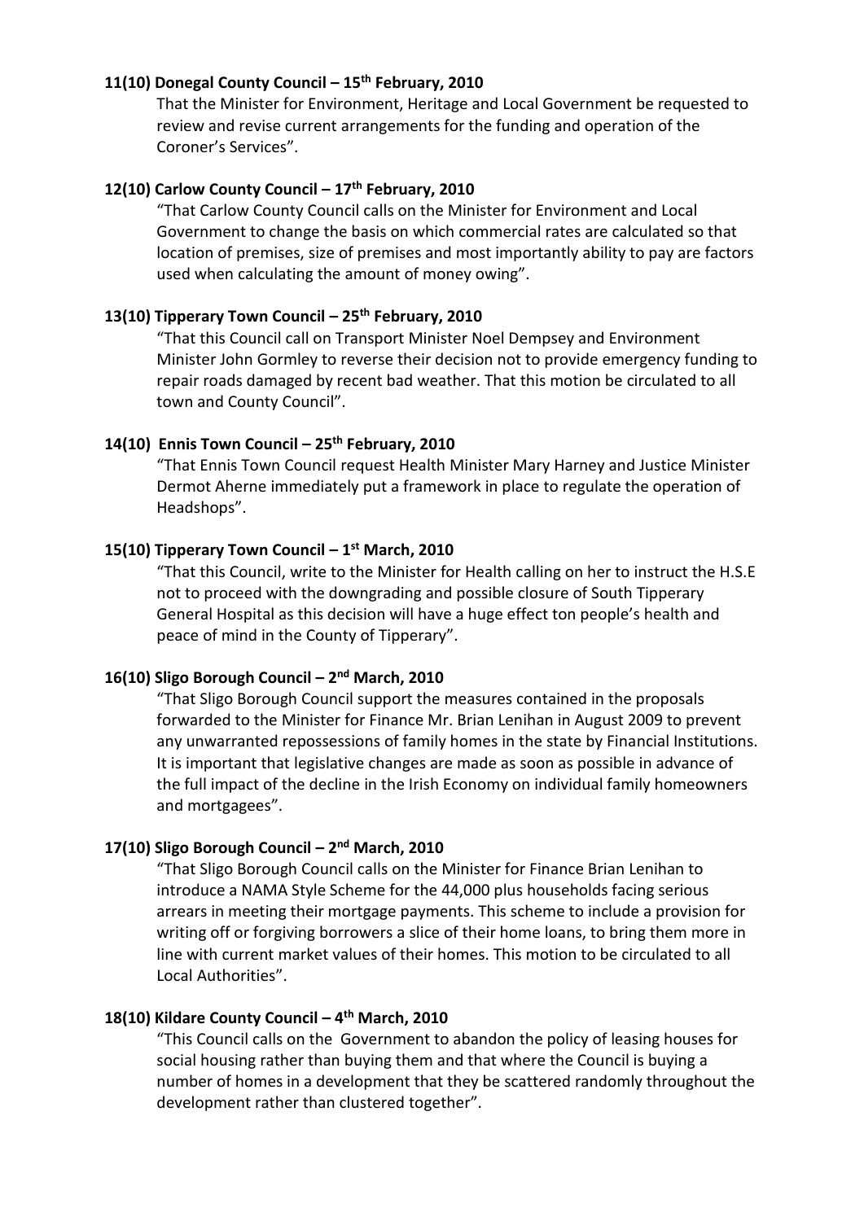**11(10) Donegal County Council – 15th February, 2010**

That the Minister for Environment, Heritage and Local Government be requested to review and revise current arrangements for the funding and operation of the Coroner's Services".

**12(10) Carlow County Council – 17th February, 2010**

"That Carlow County Council calls on the Minister for Environment and Local Government to change the basis on which commercial rates are calculated so that location of premises, size of premises and most importantly ability to pay are factors used when calculating the amount of money owing".

**13(10) Tipperary Town Council – 25th February, 2010**

"That this Council call on Transport Minister Noel Dempsey and Environment Minister John Gormley to reverse their decision not to provide emergency funding to repair roads damaged by recent bad weather. That this motion be circulated to all town and County Council".

**14(10) Ennis Town Council – 25th February, 2010**

"That Ennis Town Council request Health Minister Mary Harney and Justice Minister Dermot Aherne immediately put a framework in place to regulate the operation of Headshops".

**15(10) Tipperary Town Council – 1st March, 2010**

"That this Council, write to the Minister for Health calling on her to instruct the H.S.E not to proceed with the downgrading and possible closure of South Tipperary General Hospital as this decision will have a huge effect ton people's health and peace of mind in the County of Tipperary".

**16(10) Sligo Borough Council – 2nd March, 2010**

"That Sligo Borough Council support the measures contained in the proposals forwarded to the Minister for Finance Mr. Brian Lenihan in August 2009 to prevent any unwarranted repossessions of family homes in the state by Financial Institutions. It is important that legislative changes are made as soon as possible in advance of the full impact of the decline in the Irish Economy on individual family homeowners and mortgagees".

**17(10) Sligo Borough Council – 2nd March, 2010**

"That Sligo Borough Council calls on the Minister for Finance Brian Lenihan to introduce a NAMA Style Scheme for the 44,000 plus households facing serious arrears in meeting their mortgage payments. This scheme to include a provision for writing off or forgiving borrowers a slice of their home loans, to bring them more in line with current market values of their homes. This motion to be circulated to all Local Authorities".

**18(10) Kildare County Council – 4th March, 2010**

"This Council calls on the Government to abandon the policy of leasing houses for social housing rather than buying them and that where the Council is buying a number of homes in a development that they be scattered randomly throughout the development rather than clustered together".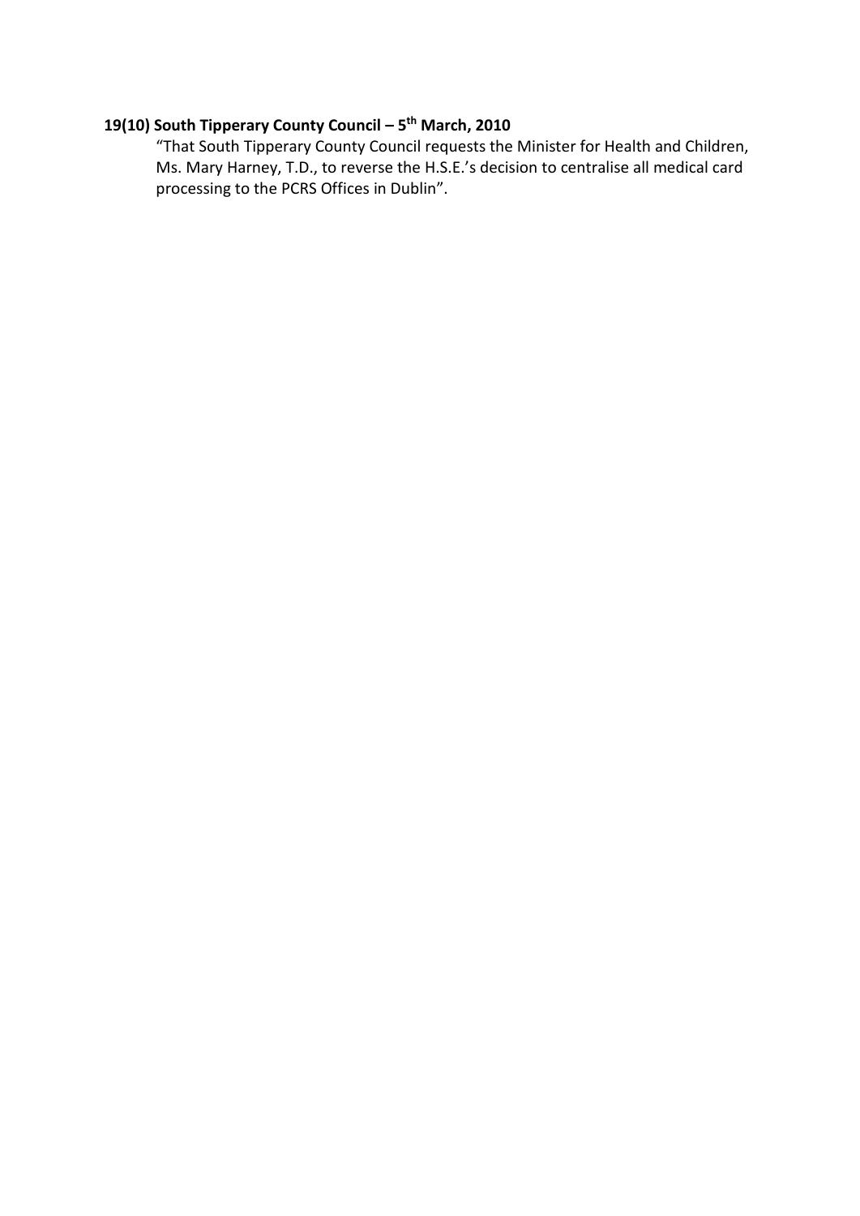**19(10) South Tipperary County Council – 5th March, 2010**

"That South Tipperary County Council requests the Minister for Health and Children, Ms. Mary Harney, T.D., to reverse the H.S.E.'s decision to centralise all medical card processing to the PCRS Offices in Dublin".